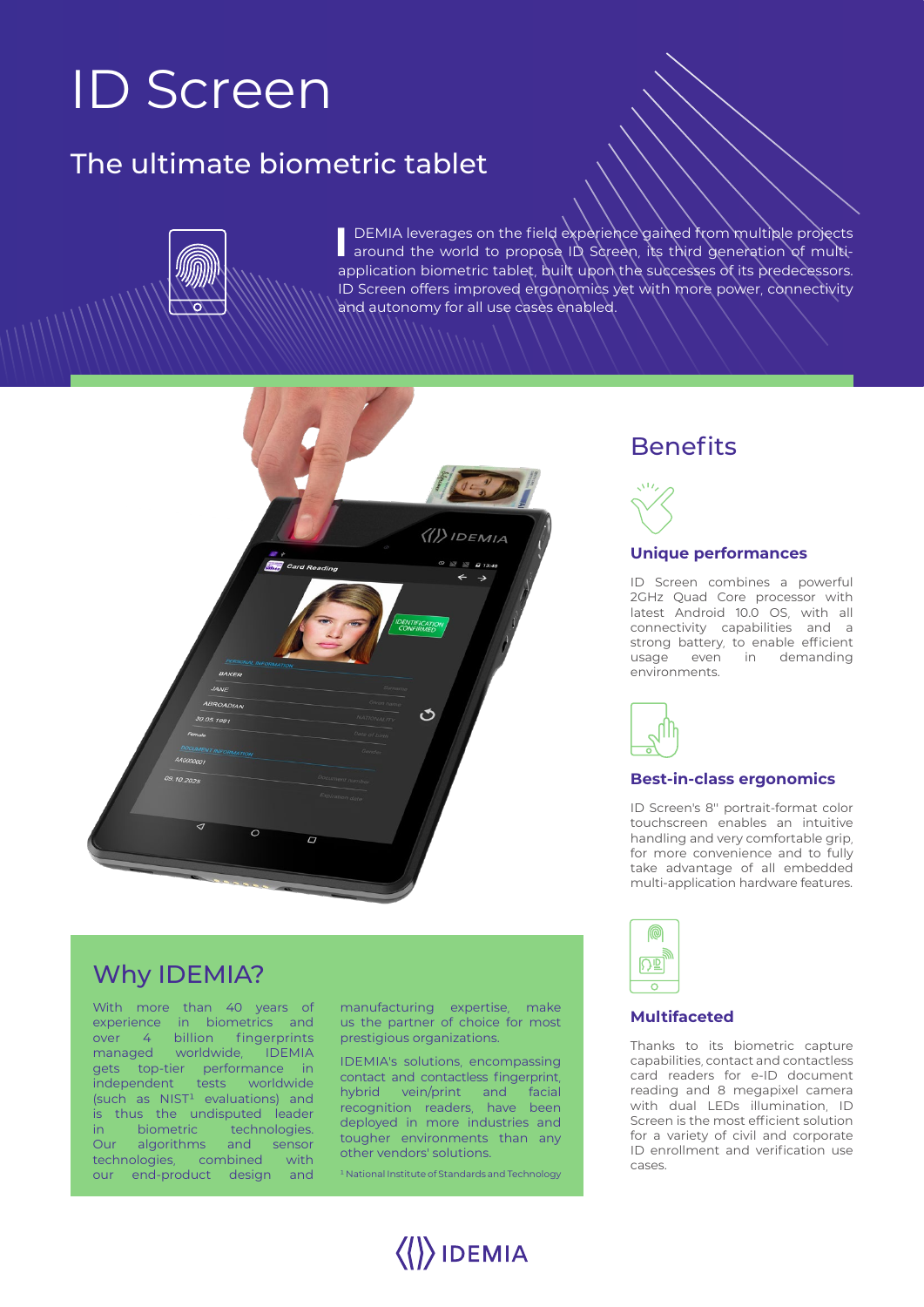# ID Screen

## The ultimate biometric tablet

IDEMIA leverages on the field experience gained from multiple projects around the world to propose ID Screen, its third generation of multi-application biometric tablet, built upon the successes of its predecessors. ID Screen offers improved ergonomics yet with more power, connectivity and autonomy for all use cases enabled.

## Benefits

### Unique performances

ID Screen combines a powerful 2GHz Quad Core processor with latest Android 10.0 OS, with all connectivity capabilities and a strong battery, to enable efficient usage even in demanding environments.

### Best-in-class ergonomics

ID Screen's 8'' portrait-format color touchscreen enables an intuitive handling and very comfortable grip, for more convenience and to fully take advantage of all embedded multi-application hardware features.

### Multifaceted

Thanks to its biometric capture capabilities, contact and contactless card readers for e-ID document reading and 8 megapixel camera with dual LEDs illumination, ID Screen is the most efficient solution for a variety of civil and corporate ID enrollment and verification use cases.

## Why IDEMIA?

With more than 40 years of experience in biometrics and over 4 billion fingerprints managed worldwide, IDEMIA gets top-tier performance in independent tests worldwide (such as NIST[1] evaluations) and is thus the undisputed leader in biometric technologies. Our algorithms and sensor technologies, combined with our end-product design and manufacturing expertise, make us the partner of choice for most prestigious organizations.

IDEMIA's solutions, encompassing contact and contactless fingerprint, hybrid vein/print and facial recognition readers, have been deployed in more industries and tougher environments than any other vendors' solutions.

[1] National Institute of Standards and Technology

IDEMIA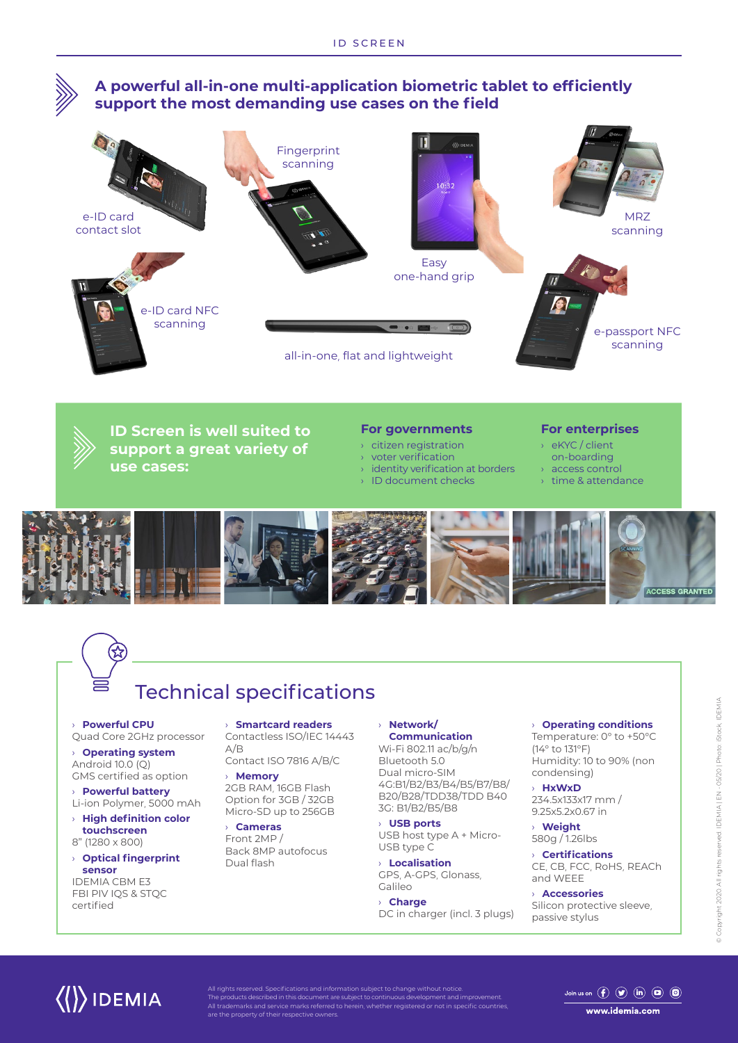ID SCREEN

## A powerful all-in-one multi-application biometric tablet to efficiently support the most demanding use cases on the field

e-ID card contact slot

Fingerprint scanning

Easy one-hand grip

MRZ scanning

e-ID card NFC scanning

all-in-one, flat and lightweight

e-passport NFC scanning

### ID Screen is well suited to support a great variety of use cases:

**For governments**

- citizen registration
- voter verification
- identity verification at borders
- ID document checks

**For enterprises**

- eKYC / client on-boarding
- access control
- time & attendance

ACCESS GRANTED

## Technical specifications

**Powerful CPU**
Quad Core 2GHz processor

**Operating system**
Android 10.0 (Q)
GMS certified as option

**Powerful battery**
Li-ion Polymer, 5000 mAh

**High definition color touchscreen**
8" (1280 x 800)

**Optical fingerprint sensor**
IDEMIA CBM E3
FBI PIV IQS & STQC certified

**Smartcard readers**
Contactless ISO/IEC 14443 A/B
Contact ISO 7816 A/B/C

**Memory**
2GB RAM, 16GB Flash
Option for 3GB / 32GB
Micro-SD up to 256GB

**Cameras**
Front 2MP /
Back 8MP autofocus
Dual flash

**Network/ Communication**
Wi-Fi 802.11 ac/b/g/n
Bluetooth 5.0
Dual micro-SIM
4G:B1/B2/B3/B4/B5/B7/B8/B20/B28/TDD38/TDD B40
3G: B1/B2/B5/B8

**USB ports**
USB host type A + Micro-USB type C

**Localisation**
GPS, A-GPS, Glonass, Galileo

**Charge**
DC in charger (incl. 3 plugs)

**Operating conditions**
Temperature: 0° to +50°C (14° to 131°F)
Humidity: 10 to 90% (non condensing)

**HxWxD**
234.5x133x17 mm /
9.25x5.2x0.67 in

**Weight**
580g / 1.26lbs

**Certifications**
CE, CB, FCC, RoHS, REACh and WEEE

**Accessories**
Silicon protective sleeve, passive stylus

IDEMIA

All rights reserved. Specifications and information subject to change without notice.
The products described in this document are subject to continuous development and improvement.
All trademarks and service marks referred to herein, whether registered or not in specific countries, are the property of their respective owners.

Join us on

www.idemia.com

© Copyright 2020 All rights reserved. IDEMIA | EN - 05/20 | Photo: iStock, IDEMIA